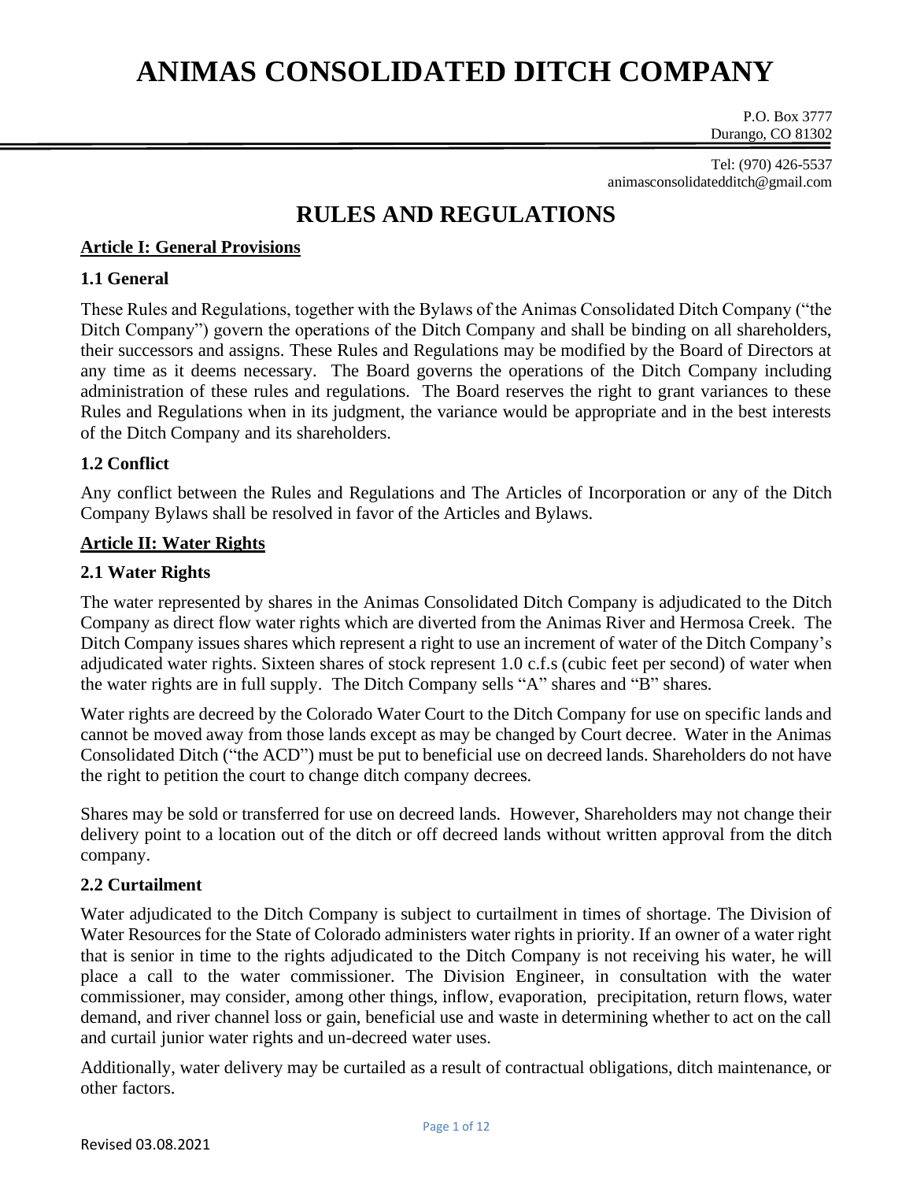# ANIMAS CONSOLIDATED DITCH COMPANY

P.O. Box 3777
Durango, CO 81302

Tel: (970) 426-5537
animasconsolidatedditch@gmail.com

## RULES AND REGULATIONS

### Article I: General Provisions

#### 1.1 General

These Rules and Regulations, together with the Bylaws of the Animas Consolidated Ditch Company ("the Ditch Company") govern the operations of the Ditch Company and shall be binding on all shareholders, their successors and assigns. These Rules and Regulations may be modified by the Board of Directors at any time as it deems necessary. The Board governs the operations of the Ditch Company including administration of these rules and regulations. The Board reserves the right to grant variances to these Rules and Regulations when in its judgment, the variance would be appropriate and in the best interests of the Ditch Company and its shareholders.

#### 1.2 Conflict

Any conflict between the Rules and Regulations and The Articles of Incorporation or any of the Ditch Company Bylaws shall be resolved in favor of the Articles and Bylaws.

### Article II: Water Rights

#### 2.1 Water Rights

The water represented by shares in the Animas Consolidated Ditch Company is adjudicated to the Ditch Company as direct flow water rights which are diverted from the Animas River and Hermosa Creek. The Ditch Company issues shares which represent a right to use an increment of water of the Ditch Company's adjudicated water rights. Sixteen shares of stock represent 1.0 c.f.s (cubic feet per second) of water when the water rights are in full supply. The Ditch Company sells "A" shares and "B" shares.

Water rights are decreed by the Colorado Water Court to the Ditch Company for use on specific lands and cannot be moved away from those lands except as may be changed by Court decree. Water in the Animas Consolidated Ditch ("the ACD") must be put to beneficial use on decreed lands. Shareholders do not have the right to petition the court to change ditch company decrees.

Shares may be sold or transferred for use on decreed lands. However, Shareholders may not change their delivery point to a location out of the ditch or off decreed lands without written approval from the ditch company.

#### 2.2 Curtailment

Water adjudicated to the Ditch Company is subject to curtailment in times of shortage. The Division of Water Resources for the State of Colorado administers water rights in priority. If an owner of a water right that is senior in time to the rights adjudicated to the Ditch Company is not receiving his water, he will place a call to the water commissioner. The Division Engineer, in consultation with the water commissioner, may consider, among other things, inflow, evaporation, precipitation, return flows, water demand, and river channel loss or gain, beneficial use and waste in determining whether to act on the call and curtail junior water rights and un-decreed water uses.

Additionally, water delivery may be curtailed as a result of contractual obligations, ditch maintenance, or other factors.

Revised 03.08.2021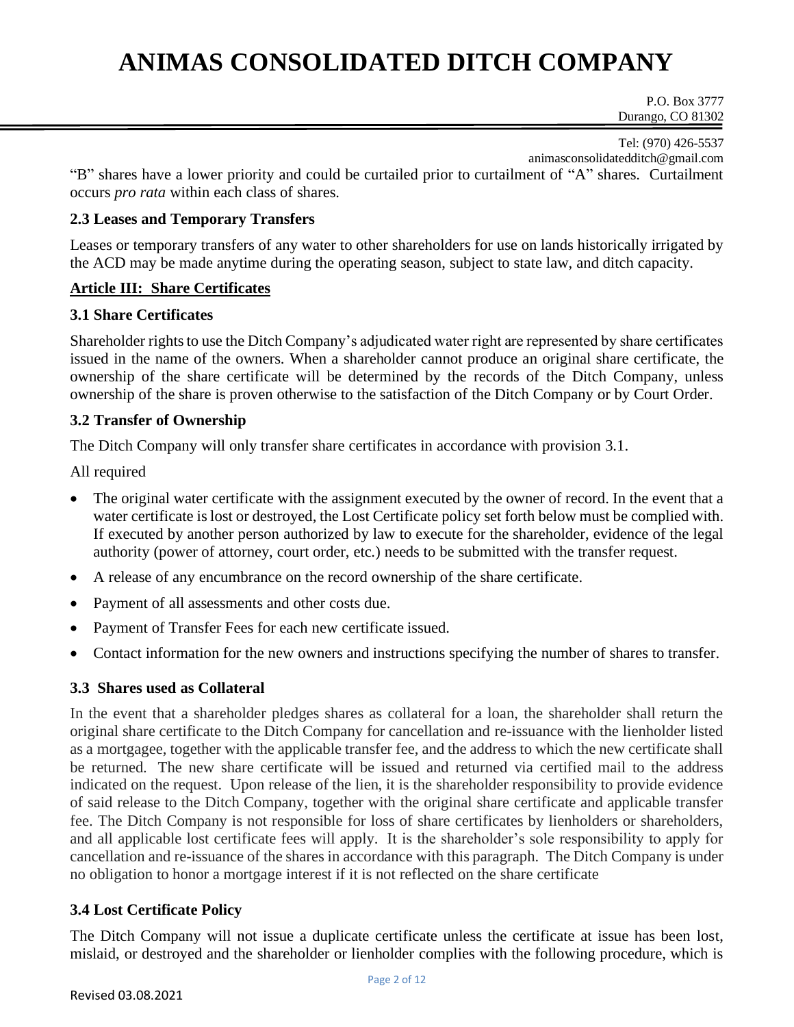"B" shares have a lower priority and could be curtailed prior to curtailment of "A" shares. Curtailment occurs *pro rata* within each class of shares.

### 2.3 Leases and Temporary Transfers

Leases or temporary transfers of any water to other shareholders for use on lands historically irrigated by the ACD may be made anytime during the operating season, subject to state law, and ditch capacity.

## Article III: Share Certificates

### 3.1 Share Certificates

Shareholder rights to use the Ditch Company's adjudicated water right are represented by share certificates issued in the name of the owners. When a shareholder cannot produce an original share certificate, the ownership of the share certificate will be determined by the records of the Ditch Company, unless ownership of the share is proven otherwise to the satisfaction of the Ditch Company or by Court Order.

### 3.2 Transfer of Ownership

The Ditch Company will only transfer share certificates in accordance with provision 3.1.

All required

- The original water certificate with the assignment executed by the owner of record. In the event that a water certificate is lost or destroyed, the Lost Certificate policy set forth below must be complied with. If executed by another person authorized by law to execute for the shareholder, evidence of the legal authority (power of attorney, court order, etc.) needs to be submitted with the transfer request.
- A release of any encumbrance on the record ownership of the share certificate.
- Payment of all assessments and other costs due.
- Payment of Transfer Fees for each new certificate issued.
- Contact information for the new owners and instructions specifying the number of shares to transfer.

### 3.3 Shares used as Collateral

In the event that a shareholder pledges shares as collateral for a loan, the shareholder shall return the original share certificate to the Ditch Company for cancellation and re-issuance with the lienholder listed as a mortgagee, together with the applicable transfer fee, and the address to which the new certificate shall be returned. The new share certificate will be issued and returned via certified mail to the address indicated on the request. Upon release of the lien, it is the shareholder responsibility to provide evidence of said release to the Ditch Company, together with the original share certificate and applicable transfer fee. The Ditch Company is not responsible for loss of share certificates by lienholders or shareholders, and all applicable lost certificate fees will apply. It is the shareholder's sole responsibility to apply for cancellation and re-issuance of the shares in accordance with this paragraph. The Ditch Company is under no obligation to honor a mortgage interest if it is not reflected on the share certificate

### 3.4 Lost Certificate Policy

The Ditch Company will not issue a duplicate certificate unless the certificate at issue has been lost, mislaid, or destroyed and the shareholder or lienholder complies with the following procedure, which is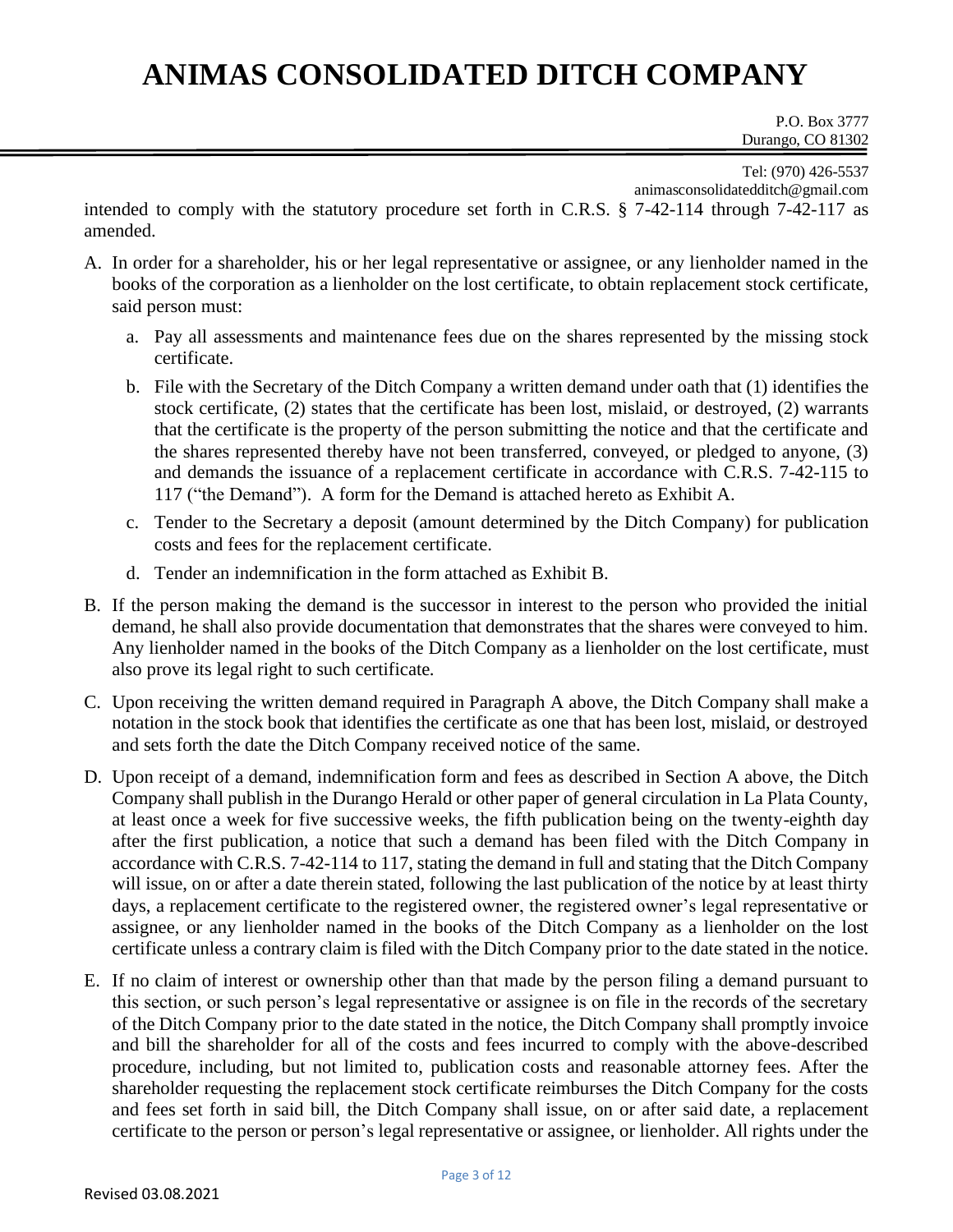intended to comply with the statutory procedure set forth in C.R.S. § 7-42-114 through 7-42-117 as amended.

A. In order for a shareholder, his or her legal representative or assignee, or any lienholder named in the books of the corporation as a lienholder on the lost certificate, to obtain replacement stock certificate, said person must:

   a. Pay all assessments and maintenance fees due on the shares represented by the missing stock certificate.

   b. File with the Secretary of the Ditch Company a written demand under oath that (1) identifies the stock certificate, (2) states that the certificate has been lost, mislaid, or destroyed, (2) warrants that the certificate is the property of the person submitting the notice and that the certificate and the shares represented thereby have not been transferred, conveyed, or pledged to anyone, (3) and demands the issuance of a replacement certificate in accordance with C.R.S. 7-42-115 to 117 ("the Demand"). A form for the Demand is attached hereto as Exhibit A.

   c. Tender to the Secretary a deposit (amount determined by the Ditch Company) for publication costs and fees for the replacement certificate.

   d. Tender an indemnification in the form attached as Exhibit B.

B. If the person making the demand is the successor in interest to the person who provided the initial demand, he shall also provide documentation that demonstrates that the shares were conveyed to him. Any lienholder named in the books of the Ditch Company as a lienholder on the lost certificate, must also prove its legal right to such certificate.

C. Upon receiving the written demand required in Paragraph A above, the Ditch Company shall make a notation in the stock book that identifies the certificate as one that has been lost, mislaid, or destroyed and sets forth the date the Ditch Company received notice of the same.

D. Upon receipt of a demand, indemnification form and fees as described in Section A above, the Ditch Company shall publish in the Durango Herald or other paper of general circulation in La Plata County, at least once a week for five successive weeks, the fifth publication being on the twenty-eighth day after the first publication, a notice that such a demand has been filed with the Ditch Company in accordance with C.R.S. 7-42-114 to 117, stating the demand in full and stating that the Ditch Company will issue, on or after a date therein stated, following the last publication of the notice by at least thirty days, a replacement certificate to the registered owner, the registered owner's legal representative or assignee, or any lienholder named in the books of the Ditch Company as a lienholder on the lost certificate unless a contrary claim is filed with the Ditch Company prior to the date stated in the notice.

E. If no claim of interest or ownership other than that made by the person filing a demand pursuant to this section, or such person's legal representative or assignee is on file in the records of the secretary of the Ditch Company prior to the date stated in the notice, the Ditch Company shall promptly invoice and bill the shareholder for all of the costs and fees incurred to comply with the above-described procedure, including, but not limited to, publication costs and reasonable attorney fees. After the shareholder requesting the replacement stock certificate reimburses the Ditch Company for the costs and fees set forth in said bill, the Ditch Company shall issue, on or after said date, a replacement certificate to the person or person's legal representative or assignee, or lienholder. All rights under the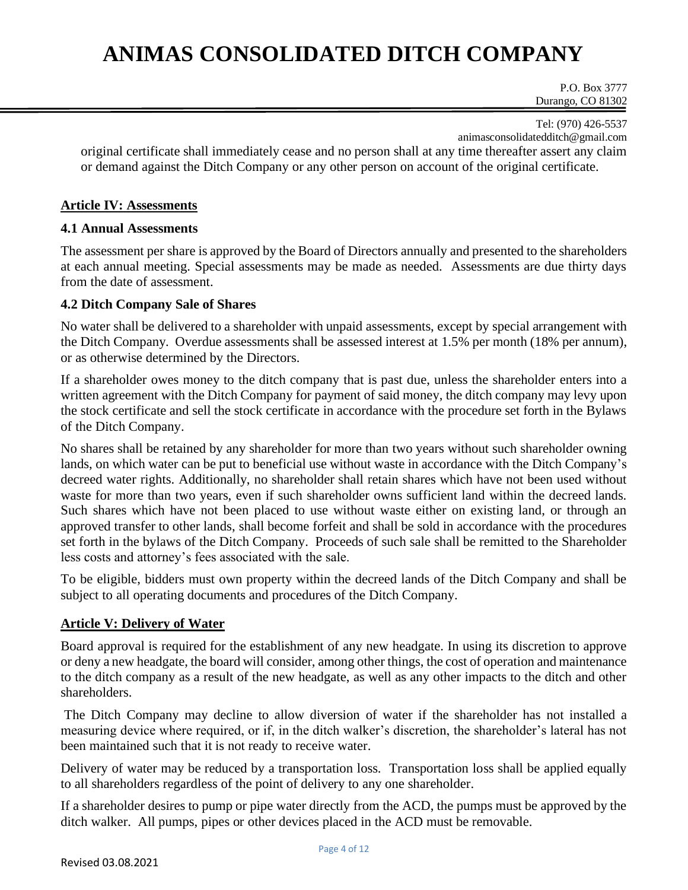original certificate shall immediately cease and no person shall at any time thereafter assert any claim or demand against the Ditch Company or any other person on account of the original certificate.

## Article IV: Assessments

### 4.1 Annual Assessments

The assessment per share is approved by the Board of Directors annually and presented to the shareholders at each annual meeting. Special assessments may be made as needed. Assessments are due thirty days from the date of assessment.

### 4.2 Ditch Company Sale of Shares

No water shall be delivered to a shareholder with unpaid assessments, except by special arrangement with the Ditch Company. Overdue assessments shall be assessed interest at 1.5% per month (18% per annum), or as otherwise determined by the Directors.

If a shareholder owes money to the ditch company that is past due, unless the shareholder enters into a written agreement with the Ditch Company for payment of said money, the ditch company may levy upon the stock certificate and sell the stock certificate in accordance with the procedure set forth in the Bylaws of the Ditch Company.

No shares shall be retained by any shareholder for more than two years without such shareholder owning lands, on which water can be put to beneficial use without waste in accordance with the Ditch Company's decreed water rights. Additionally, no shareholder shall retain shares which have not been used without waste for more than two years, even if such shareholder owns sufficient land within the decreed lands. Such shares which have not been placed to use without waste either on existing land, or through an approved transfer to other lands, shall become forfeit and shall be sold in accordance with the procedures set forth in the bylaws of the Ditch Company. Proceeds of such sale shall be remitted to the Shareholder less costs and attorney's fees associated with the sale.

To be eligible, bidders must own property within the decreed lands of the Ditch Company and shall be subject to all operating documents and procedures of the Ditch Company.

## Article V: Delivery of Water

Board approval is required for the establishment of any new headgate. In using its discretion to approve or deny a new headgate, the board will consider, among other things, the cost of operation and maintenance to the ditch company as a result of the new headgate, as well as any other impacts to the ditch and other shareholders.

The Ditch Company may decline to allow diversion of water if the shareholder has not installed a measuring device where required, or if, in the ditch walker's discretion, the shareholder's lateral has not been maintained such that it is not ready to receive water.

Delivery of water may be reduced by a transportation loss. Transportation loss shall be applied equally to all shareholders regardless of the point of delivery to any one shareholder.

If a shareholder desires to pump or pipe water directly from the ACD, the pumps must be approved by the ditch walker. All pumps, pipes or other devices placed in the ACD must be removable.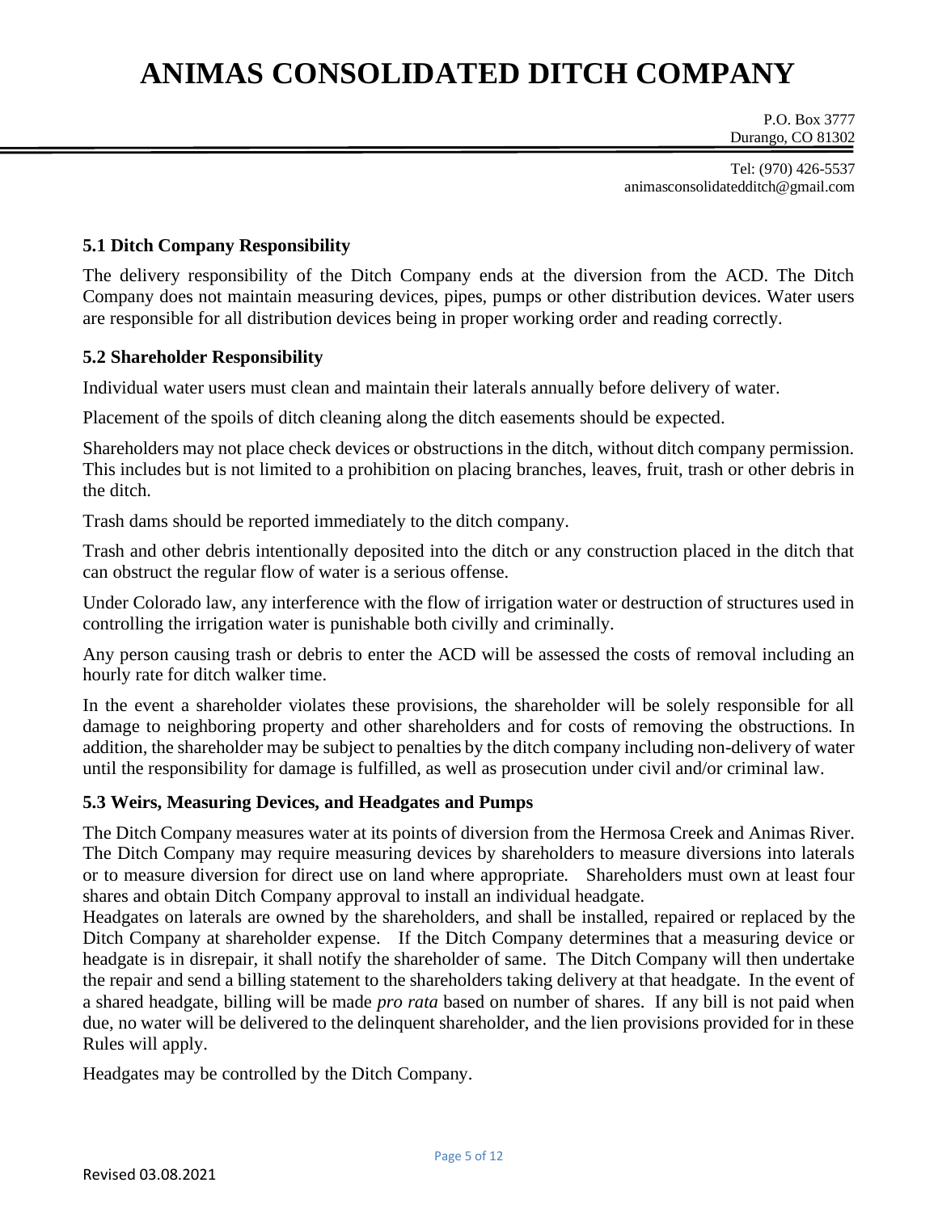# ANIMAS CONSOLIDATED DITCH COMPANY

P.O. Box 3777
Durango, CO 81302

Tel: (970) 426-5537
animasconsolidatedditch@gmail.com

### 5.1 Ditch Company Responsibility

The delivery responsibility of the Ditch Company ends at the diversion from the ACD. The Ditch Company does not maintain measuring devices, pipes, pumps or other distribution devices. Water users are responsible for all distribution devices being in proper working order and reading correctly.

### 5.2 Shareholder Responsibility

Individual water users must clean and maintain their laterals annually before delivery of water.

Placement of the spoils of ditch cleaning along the ditch easements should be expected.

Shareholders may not place check devices or obstructions in the ditch, without ditch company permission. This includes but is not limited to a prohibition on placing branches, leaves, fruit, trash or other debris in the ditch.

Trash dams should be reported immediately to the ditch company.

Trash and other debris intentionally deposited into the ditch or any construction placed in the ditch that can obstruct the regular flow of water is a serious offense.

Under Colorado law, any interference with the flow of irrigation water or destruction of structures used in controlling the irrigation water is punishable both civilly and criminally.

Any person causing trash or debris to enter the ACD will be assessed the costs of removal including an hourly rate for ditch walker time.

In the event a shareholder violates these provisions, the shareholder will be solely responsible for all damage to neighboring property and other shareholders and for costs of removing the obstructions. In addition, the shareholder may be subject to penalties by the ditch company including non-delivery of water until the responsibility for damage is fulfilled, as well as prosecution under civil and/or criminal law.

### 5.3 Weirs, Measuring Devices, and Headgates and Pumps

The Ditch Company measures water at its points of diversion from the Hermosa Creek and Animas River. The Ditch Company may require measuring devices by shareholders to measure diversions into laterals or to measure diversion for direct use on land where appropriate. Shareholders must own at least four shares and obtain Ditch Company approval to install an individual headgate.

Headgates on laterals are owned by the shareholders, and shall be installed, repaired or replaced by the Ditch Company at shareholder expense. If the Ditch Company determines that a measuring device or headgate is in disrepair, it shall notify the shareholder of same. The Ditch Company will then undertake the repair and send a billing statement to the shareholders taking delivery at that headgate. In the event of a shared headgate, billing will be made *pro rata* based on number of shares. If any bill is not paid when due, no water will be delivered to the delinquent shareholder, and the lien provisions provided for in these Rules will apply.

Headgates may be controlled by the Ditch Company.

Revised 03.08.2021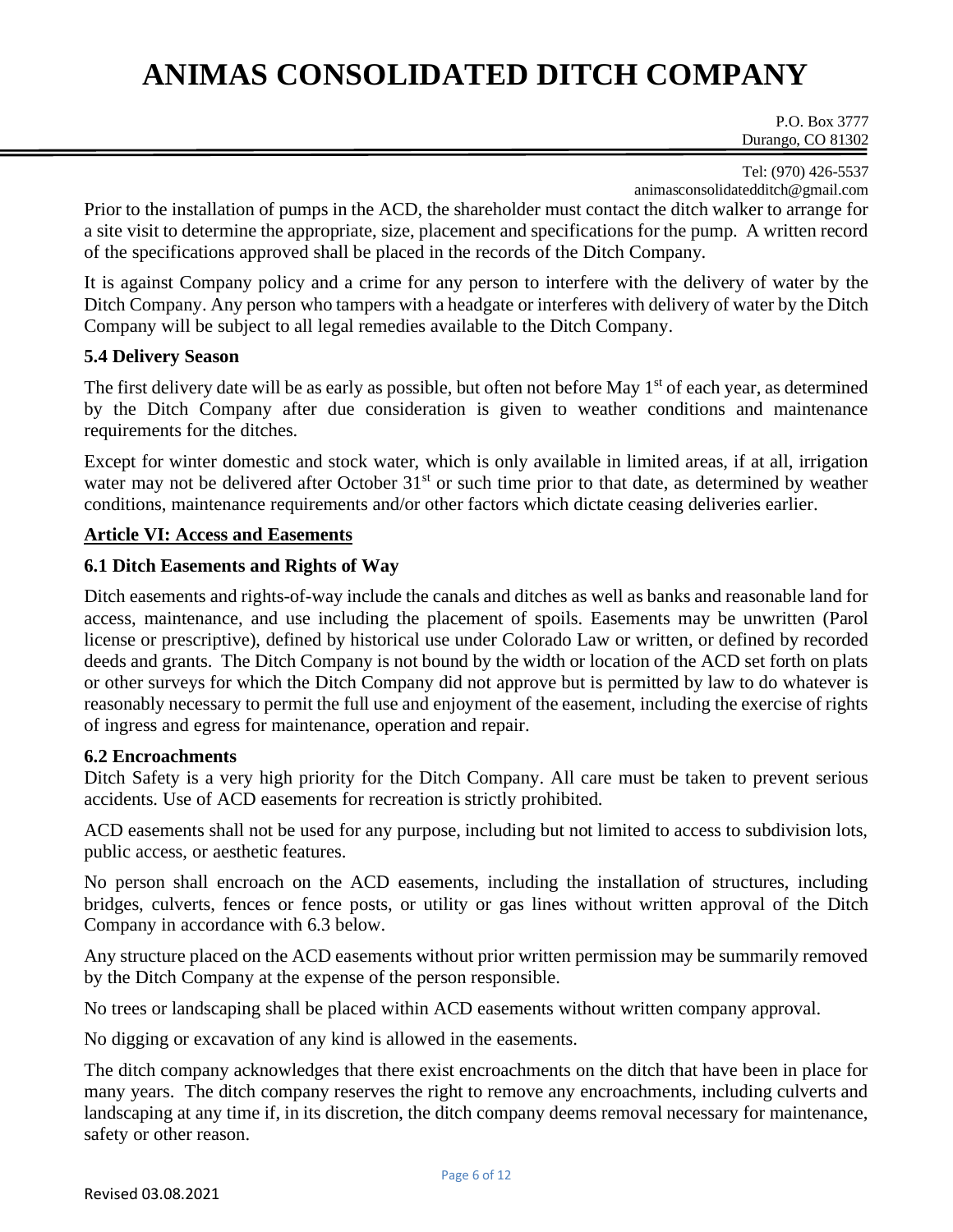Prior to the installation of pumps in the ACD, the shareholder must contact the ditch walker to arrange for a site visit to determine the appropriate, size, placement and specifications for the pump. A written record of the specifications approved shall be placed in the records of the Ditch Company.

It is against Company policy and a crime for any person to interfere with the delivery of water by the Ditch Company. Any person who tampers with a headgate or interferes with delivery of water by the Ditch Company will be subject to all legal remedies available to the Ditch Company.

### 5.4 Delivery Season

The first delivery date will be as early as possible, but often not before May 1st of each year, as determined by the Ditch Company after due consideration is given to weather conditions and maintenance requirements for the ditches.

Except for winter domestic and stock water, which is only available in limited areas, if at all, irrigation water may not be delivered after October 31st or such time prior to that date, as determined by weather conditions, maintenance requirements and/or other factors which dictate ceasing deliveries earlier.

## Article VI: Access and Easements

### 6.1 Ditch Easements and Rights of Way

Ditch easements and rights-of-way include the canals and ditches as well as banks and reasonable land for access, maintenance, and use including the placement of spoils. Easements may be unwritten (Parol license or prescriptive), defined by historical use under Colorado Law or written, or defined by recorded deeds and grants. The Ditch Company is not bound by the width or location of the ACD set forth on plats or other surveys for which the Ditch Company did not approve but is permitted by law to do whatever is reasonably necessary to permit the full use and enjoyment of the easement, including the exercise of rights of ingress and egress for maintenance, operation and repair.

### 6.2 Encroachments

Ditch Safety is a very high priority for the Ditch Company. All care must be taken to prevent serious accidents. Use of ACD easements for recreation is strictly prohibited.

ACD easements shall not be used for any purpose, including but not limited to access to subdivision lots, public access, or aesthetic features.

No person shall encroach on the ACD easements, including the installation of structures, including bridges, culverts, fences or fence posts, or utility or gas lines without written approval of the Ditch Company in accordance with 6.3 below.

Any structure placed on the ACD easements without prior written permission may be summarily removed by the Ditch Company at the expense of the person responsible.

No trees or landscaping shall be placed within ACD easements without written company approval.

No digging or excavation of any kind is allowed in the easements.

The ditch company acknowledges that there exist encroachments on the ditch that have been in place for many years. The ditch company reserves the right to remove any encroachments, including culverts and landscaping at any time if, in its discretion, the ditch company deems removal necessary for maintenance, safety or other reason.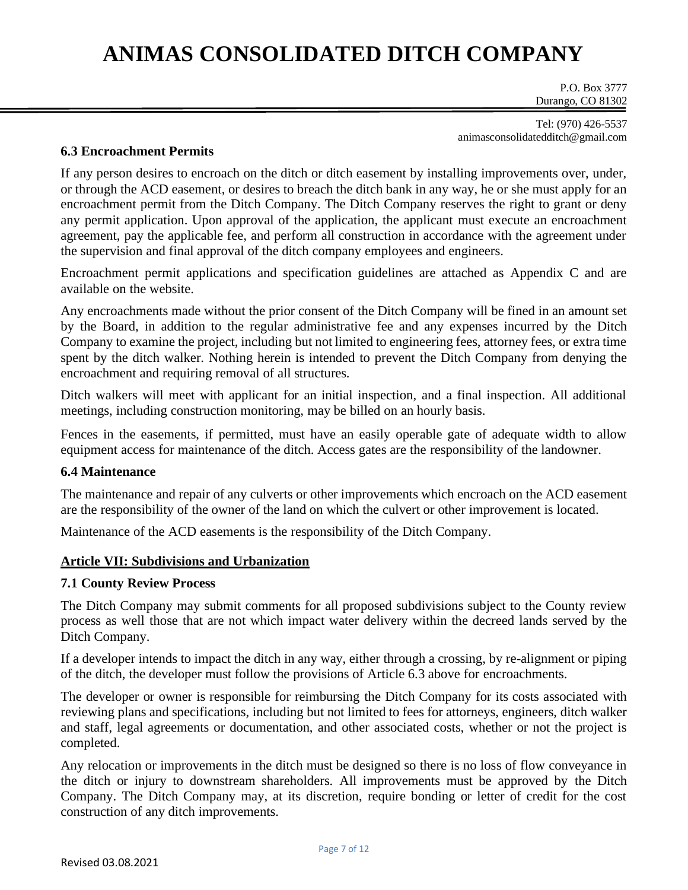### 6.3 Encroachment Permits

If any person desires to encroach on the ditch or ditch easement by installing improvements over, under, or through the ACD easement, or desires to breach the ditch bank in any way, he or she must apply for an encroachment permit from the Ditch Company. The Ditch Company reserves the right to grant or deny any permit application. Upon approval of the application, the applicant must execute an encroachment agreement, pay the applicable fee, and perform all construction in accordance with the agreement under the supervision and final approval of the ditch company employees and engineers.

Encroachment permit applications and specification guidelines are attached as Appendix C and are available on the website.

Any encroachments made without the prior consent of the Ditch Company will be fined in an amount set by the Board, in addition to the regular administrative fee and any expenses incurred by the Ditch Company to examine the project, including but not limited to engineering fees, attorney fees, or extra time spent by the ditch walker. Nothing herein is intended to prevent the Ditch Company from denying the encroachment and requiring removal of all structures.

Ditch walkers will meet with applicant for an initial inspection, and a final inspection. All additional meetings, including construction monitoring, may be billed on an hourly basis.

Fences in the easements, if permitted, must have an easily operable gate of adequate width to allow equipment access for maintenance of the ditch. Access gates are the responsibility of the landowner.

### 6.4 Maintenance

The maintenance and repair of any culverts or other improvements which encroach on the ACD easement are the responsibility of the owner of the land on which the culvert or other improvement is located.

Maintenance of the ACD easements is the responsibility of the Ditch Company.

## Article VII: Subdivisions and Urbanization

### 7.1 County Review Process

The Ditch Company may submit comments for all proposed subdivisions subject to the County review process as well those that are not which impact water delivery within the decreed lands served by the Ditch Company.

If a developer intends to impact the ditch in any way, either through a crossing, by re-alignment or piping of the ditch, the developer must follow the provisions of Article 6.3 above for encroachments.

The developer or owner is responsible for reimbursing the Ditch Company for its costs associated with reviewing plans and specifications, including but not limited to fees for attorneys, engineers, ditch walker and staff, legal agreements or documentation, and other associated costs, whether or not the project is completed.

Any relocation or improvements in the ditch must be designed so there is no loss of flow conveyance in the ditch or injury to downstream shareholders. All improvements must be approved by the Ditch Company. The Ditch Company may, at its discretion, require bonding or letter of credit for the cost construction of any ditch improvements.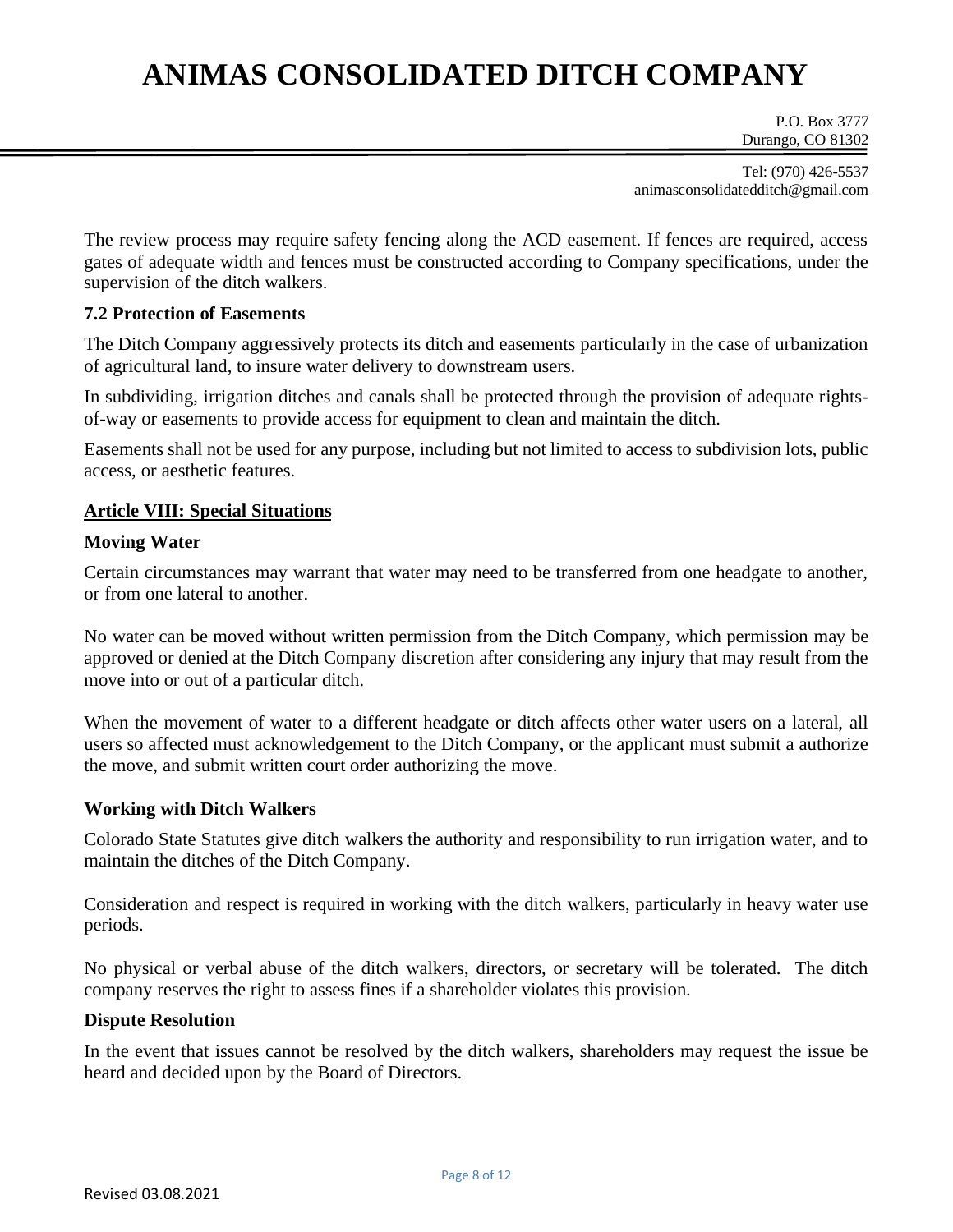The review process may require safety fencing along the ACD easement. If fences are required, access gates of adequate width and fences must be constructed according to Company specifications, under the supervision of the ditch walkers.

### 7.2 Protection of Easements

The Ditch Company aggressively protects its ditch and easements particularly in the case of urbanization of agricultural land, to insure water delivery to downstream users.

In subdividing, irrigation ditches and canals shall be protected through the provision of adequate rights-of-way or easements to provide access for equipment to clean and maintain the ditch.

Easements shall not be used for any purpose, including but not limited to access to subdivision lots, public access, or aesthetic features.

## Article VIII: Special Situations

### Moving Water

Certain circumstances may warrant that water may need to be transferred from one headgate to another, or from one lateral to another.

No water can be moved without written permission from the Ditch Company, which permission may be approved or denied at the Ditch Company discretion after considering any injury that may result from the move into or out of a particular ditch.

When the movement of water to a different headgate or ditch affects other water users on a lateral, all users so affected must acknowledgement to the Ditch Company, or the applicant must submit a authorize the move, and submit written court order authorizing the move.

### Working with Ditch Walkers

Colorado State Statutes give ditch walkers the authority and responsibility to run irrigation water, and to maintain the ditches of the Ditch Company.

Consideration and respect is required in working with the ditch walkers, particularly in heavy water use periods.

No physical or verbal abuse of the ditch walkers, directors, or secretary will be tolerated. The ditch company reserves the right to assess fines if a shareholder violates this provision.

### Dispute Resolution

In the event that issues cannot be resolved by the ditch walkers, shareholders may request the issue be heard and decided upon by the Board of Directors.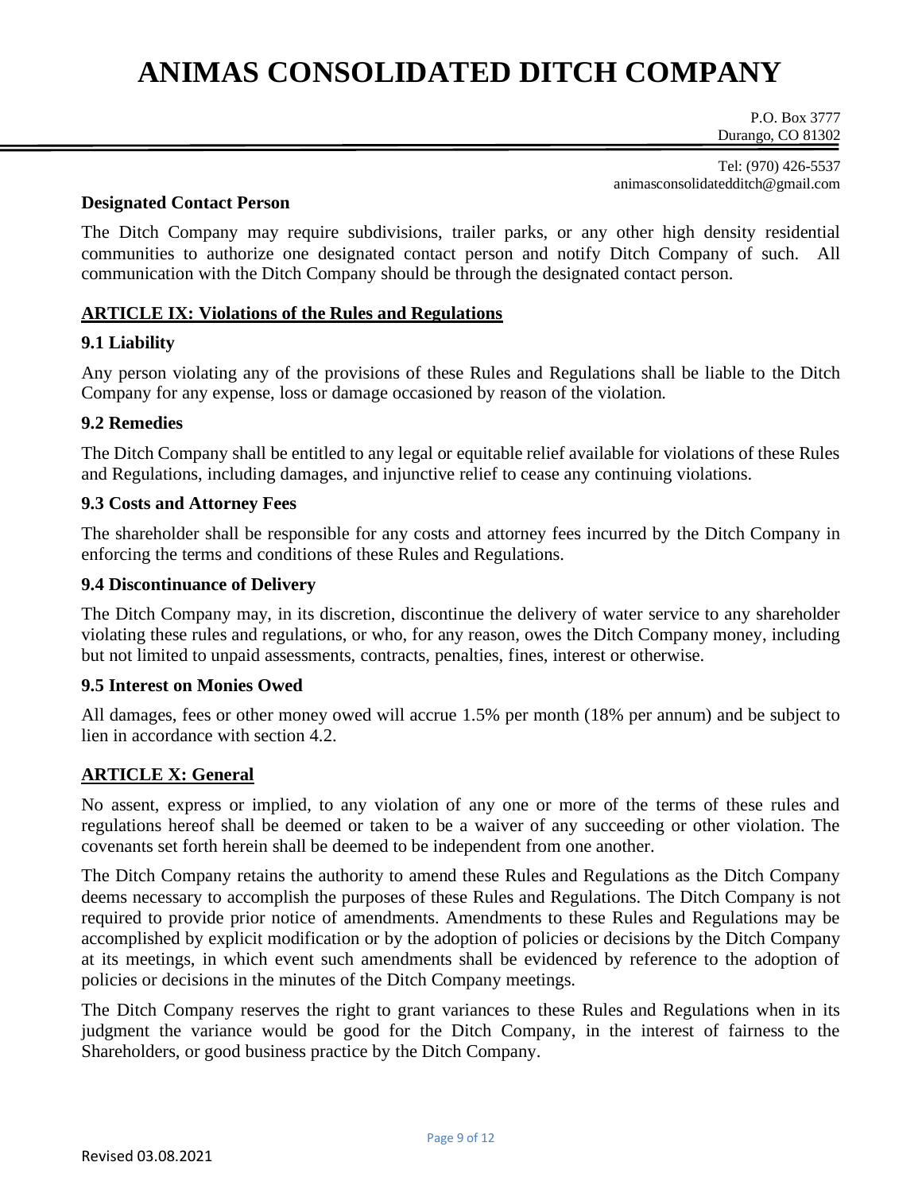# ANIMAS CONSOLIDATED DITCH COMPANY

P.O. Box 3777
Durango, CO 81302

Tel: (970) 426-5537
animasconsolidatedditch@gmail.com

**Designated Contact Person**

The Ditch Company may require subdivisions, trailer parks, or any other high density residential communities to authorize one designated contact person and notify Ditch Company of such. All communication with the Ditch Company should be through the designated contact person.

## ARTICLE IX: Violations of the Rules and Regulations

### 9.1 Liability

Any person violating any of the provisions of these Rules and Regulations shall be liable to the Ditch Company for any expense, loss or damage occasioned by reason of the violation.

### 9.2 Remedies

The Ditch Company shall be entitled to any legal or equitable relief available for violations of these Rules and Regulations, including damages, and injunctive relief to cease any continuing violations.

### 9.3 Costs and Attorney Fees

The shareholder shall be responsible for any costs and attorney fees incurred by the Ditch Company in enforcing the terms and conditions of these Rules and Regulations.

### 9.4 Discontinuance of Delivery

The Ditch Company may, in its discretion, discontinue the delivery of water service to any shareholder violating these rules and regulations, or who, for any reason, owes the Ditch Company money, including but not limited to unpaid assessments, contracts, penalties, fines, interest or otherwise.

### 9.5 Interest on Monies Owed

All damages, fees or other money owed will accrue 1.5% per month (18% per annum) and be subject to lien in accordance with section 4.2.

## ARTICLE X: General

No assent, express or implied, to any violation of any one or more of the terms of these rules and regulations hereof shall be deemed or taken to be a waiver of any succeeding or other violation. The covenants set forth herein shall be deemed to be independent from one another.

The Ditch Company retains the authority to amend these Rules and Regulations as the Ditch Company deems necessary to accomplish the purposes of these Rules and Regulations. The Ditch Company is not required to provide prior notice of amendments. Amendments to these Rules and Regulations may be accomplished by explicit modification or by the adoption of policies or decisions by the Ditch Company at its meetings, in which event such amendments shall be evidenced by reference to the adoption of policies or decisions in the minutes of the Ditch Company meetings.

The Ditch Company reserves the right to grant variances to these Rules and Regulations when in its judgment the variance would be good for the Ditch Company, in the interest of fairness to the Shareholders, or good business practice by the Ditch Company.

Revised 03.08.2021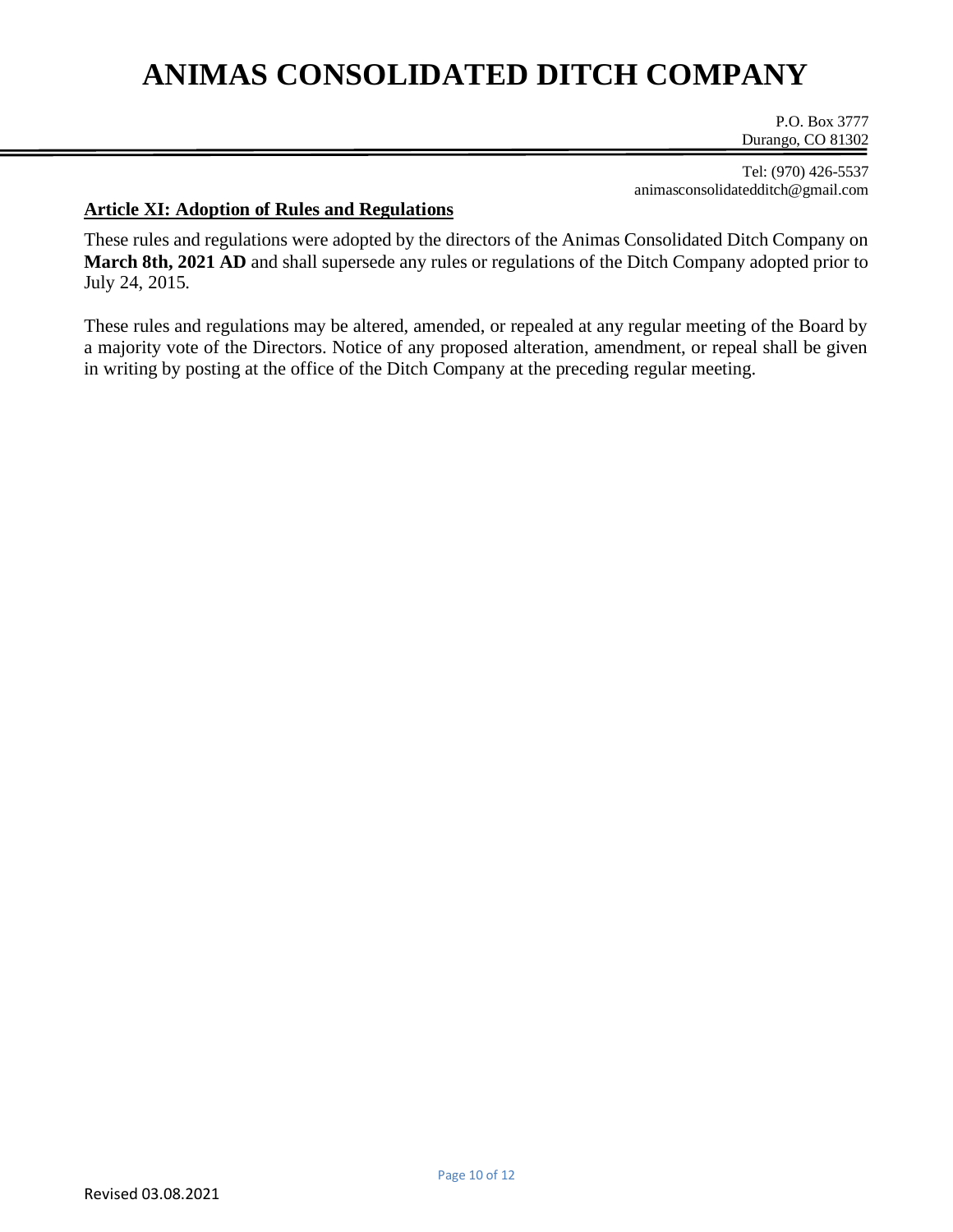**Article XI: Adoption of Rules and Regulations**

These rules and regulations were adopted by the directors of the Animas Consolidated Ditch Company on **March 8th, 2021 AD** and shall supersede any rules or regulations of the Ditch Company adopted prior to July 24, 2015.

These rules and regulations may be altered, amended, or repealed at any regular meeting of the Board by a majority vote of the Directors. Notice of any proposed alteration, amendment, or repeal shall be given in writing by posting at the office of the Ditch Company at the preceding regular meeting.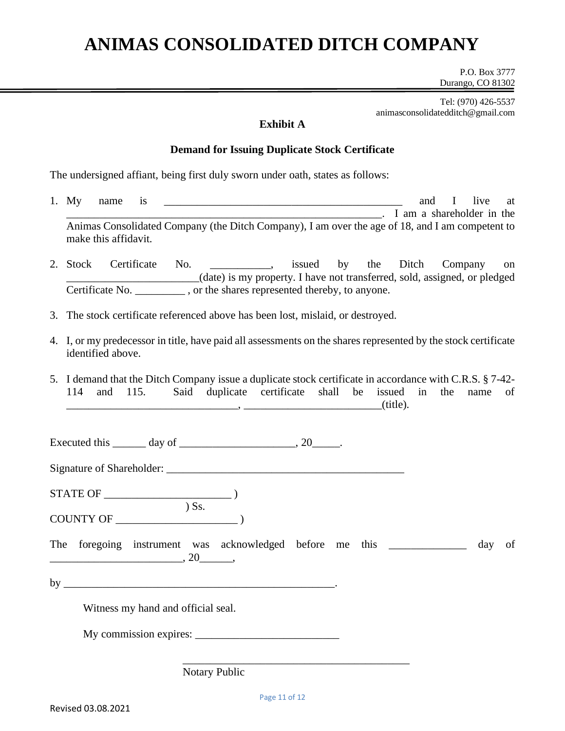# ANIMAS CONSOLIDATED DITCH COMPANY

P.O. Box 3777
Durango, CO 81302

Tel: (970) 426-5537
animasconsolidatedditch@gmail.com

**Exhibit A**

**Demand for Issuing Duplicate Stock Certificate**

The undersigned affiant, being first duly sworn under oath, states as follows:

1. My name is _____________________________________________ and I live at ___________________________________________________________. I am a shareholder in the Animas Consolidated Company (the Ditch Company), I am over the age of 18, and I am competent to make this affidavit.

2. Stock Certificate No. ___________, issued by the Ditch Company on ________________________(date) is my property. I have not transferred, sold, assigned, or pledged Certificate No. _________ , or the shares represented thereby, to anyone.

3. The stock certificate referenced above has been lost, mislaid, or destroyed.

4. I, or my predecessor in title, have paid all assessments on the shares represented by the stock certificate identified above.

5. I demand that the Ditch Company issue a duplicate stock certificate in accordance with C.R.S. § 7-42-114 and 115. Said duplicate certificate shall be issued in the name of ________________________________, __________________________(title).

Executed this ______ day of _____________________, 20_____.

Signature of Shareholder: ____________________________________________

STATE OF _______________________ )
) Ss.
COUNTY OF ______________________ )

The foregoing instrument was acknowledged before me this ______________ day of ________________________, 20______,

by ___________________________________________________.

Witness my hand and official seal.

My commission expires: ___________________________

___________________________________________
Notary Public

Revised 03.08.2021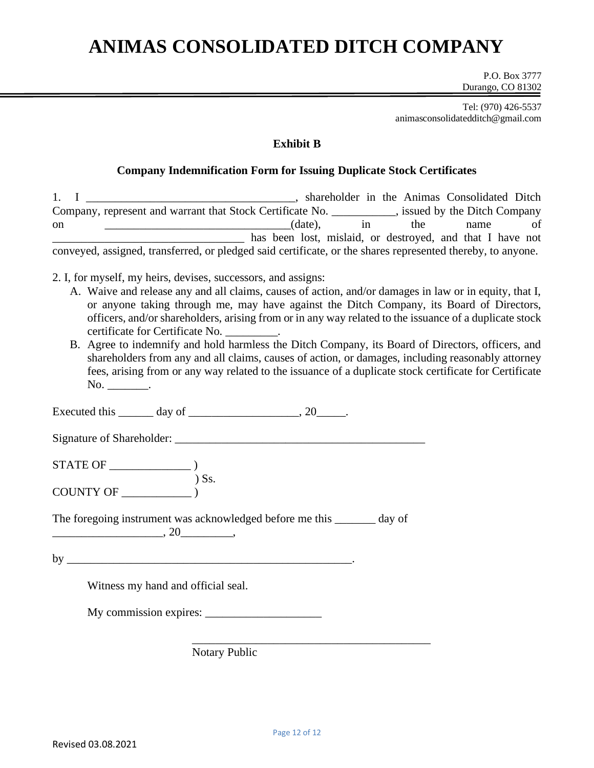# ANIMAS CONSOLIDATED DITCH COMPANY

P.O. Box 3777
Durango, CO 81302

Tel: (970) 426-5537
animasconsolidatedditch@gmail.com

**Exhibit B**

**Company Indemnification Form for Issuing Duplicate Stock Certificates**

1. I ___________________________________, shareholder in the Animas Consolidated Ditch Company, represent and warrant that Stock Certificate No. ___________, issued by the Ditch Company on _______________________________(date), in the name of _________________________________ has been lost, mislaid, or destroyed, and that I have not conveyed, assigned, transferred, or pledged said certificate, or the shares represented thereby, to anyone.

2. I, for myself, my heirs, devises, successors, and assigns:

   A. Waive and release any and all claims, causes of action, and/or damages in law or in equity, that I, or anyone taking through me, may have against the Ditch Company, its Board of Directors, officers, and/or shareholders, arising from or in any way related to the issuance of a duplicate stock certificate for Certificate No. _________.

   B. Agree to indemnify and hold harmless the Ditch Company, its Board of Directors, officers, and shareholders from any and all claims, causes of action, or damages, including reasonably attorney fees, arising from or any way related to the issuance of a duplicate stock certificate for Certificate No. _______.

Executed this ______ day of ___________________, 20_____.

Signature of Shareholder: ____________________________________________

STATE OF ______________ )
) Ss.
COUNTY OF ____________ )

The foregoing instrument was acknowledged before me this _______ day of ___________________, 20_________,

by ___________________________________________________.

Witness my hand and official seal.

My commission expires: ____________________

_________________________________________
Notary Public

Revised 03.08.2021